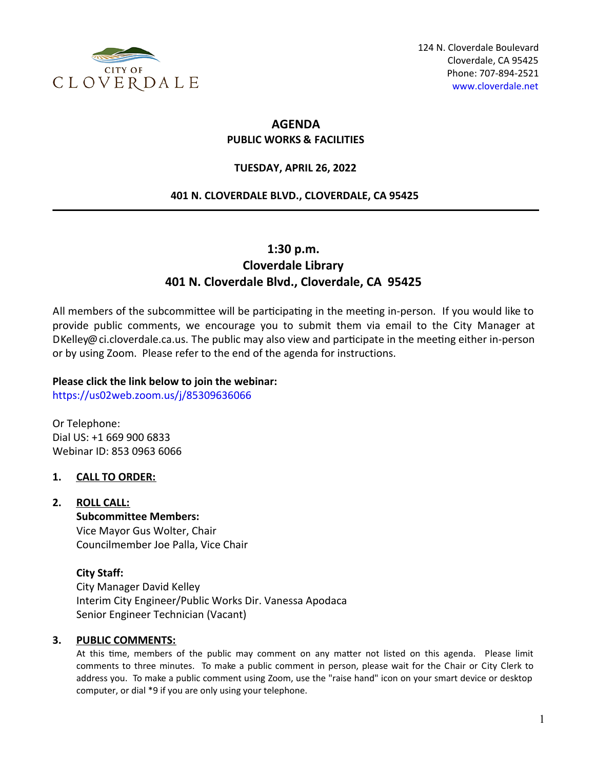CITY OF CLOVERDALE

124 N. Cloverdale Boulevard
Cloverdale, CA 95425
Phone: 707-894-2521
www.cloverdale.net

# AGENDA

## PUBLIC WORKS & FACILITIES

**TUESDAY, APRIL 26, 2022**

**401 N. CLOVERDALE BLVD., CLOVERDALE, CA 95425**

---

**1:30 p.m.**
**Cloverdale Library**
**401 N. Cloverdale Blvd., Cloverdale, CA 95425**

All members of the subcommittee will be participating in the meeting in-person. If you would like to provide public comments, we encourage you to submit them via email to the City Manager at DKelley@ci.cloverdale.ca.us. The public may also view and participate in the meeting either in-person or by using Zoom. Please refer to the end of the agenda for instructions.

**Please click the link below to join the webinar:**
https://us02web.zoom.us/j/85309636066

Or Telephone:
Dial US: +1 669 900 6833
Webinar ID: 853 0963 6066

1. **CALL TO ORDER:**

2. **ROLL CALL:**

   **Subcommittee Members:**
   Vice Mayor Gus Wolter, Chair
   Councilmember Joe Palla, Vice Chair

   **City Staff:**
   City Manager David Kelley
   Interim City Engineer/Public Works Dir. Vanessa Apodaca
   Senior Engineer Technician (Vacant)

3. **PUBLIC COMMENTS:**

   At this time, members of the public may comment on any matter not listed on this agenda. Please limit comments to three minutes. To make a public comment in person, please wait for the Chair or City Clerk to address you. To make a public comment using Zoom, use the "raise hand" icon on your smart device or desktop computer, or dial *9 if you are only using your telephone.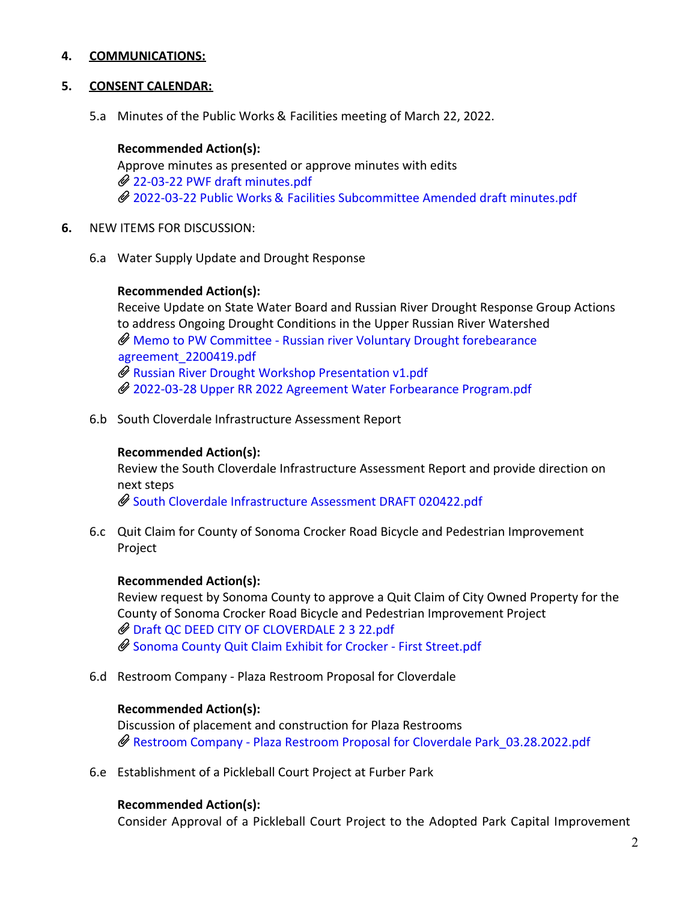**4. COMMUNICATIONS:**

**5. CONSENT CALENDAR:**

5.a Minutes of the Public Works & Facilities meeting of March 22, 2022.

**Recommended Action(s):**
Approve minutes as presented or approve minutes with edits
22-03-22 PWF draft minutes.pdf
2022-03-22 Public Works & Facilities Subcommittee Amended draft minutes.pdf

**6.** NEW ITEMS FOR DISCUSSION:

6.a Water Supply Update and Drought Response

**Recommended Action(s):**
Receive Update on State Water Board and Russian River Drought Response Group Actions to address Ongoing Drought Conditions in the Upper Russian Watershed
Memo to PW Committee - Russian river Voluntary Drought forebearance agreement_2200419.pdf
Russian River Drought Workshop Presentation v1.pdf
2022-03-28 Upper RR 2022 Agreement Water Forbearance Program.pdf

6.b South Cloverdale Infrastructure Assessment Report

**Recommended Action(s):**
Review the South Cloverdale Infrastructure Assessment Report and provide direction on next steps
South Cloverdale Infrastructure Assessment DRAFT 020422.pdf

6.c Quit Claim for County of Sonoma Crocker Road Bicycle and Pedestrian Improvement Project

**Recommended Action(s):**
Review request by Sonoma County to approve a Quit Claim of City Owned Property for the County of Sonoma Crocker Road Bicycle and Pedestrian Improvement Project
Draft QC DEED CITY OF CLOVERDALE 2 3 22.pdf
Sonoma County Quit Claim Exhibit for Crocker - First Street.pdf

6.d Restroom Company - Plaza Restroom Proposal for Cloverdale

**Recommended Action(s):**
Discussion of placement and construction for Plaza Restrooms
Restroom Company - Plaza Restroom Proposal for Cloverdale Park_03.28.2022.pdf

6.e Establishment of a Pickleball Court Project at Furber Park

**Recommended Action(s):**
Consider Approval of a Pickleball Court Project to the Adopted Park Capital Improvement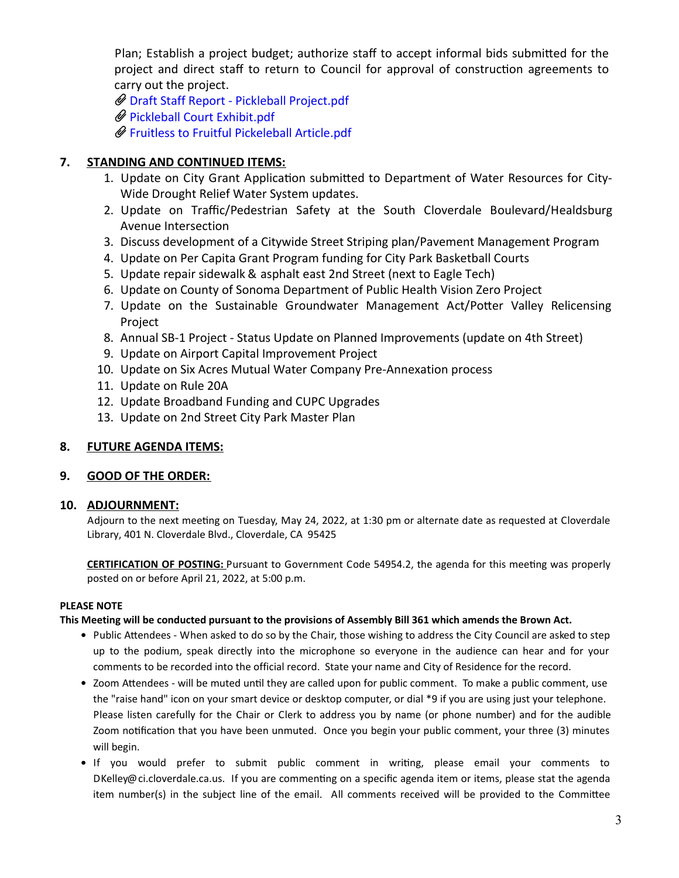Plan; Establish a project budget; authorize staff to accept informal bids submitted for the project and direct staff to return to Council for approval of construction agreements to carry out the project.

- Draft Staff Report - Pickleball Project.pdf
- Pickleball Court Exhibit.pdf
- Fruitless to Fruitful Pickeleball Article.pdf

## 7. STANDING AND CONTINUED ITEMS:

1. Update on City Grant Application submitted to Department of Water Resources for City-Wide Drought Relief Water System updates.
2. Update on Traffic/Pedestrian Safety at the South Cloverdale Boulevard/Healdsburg Avenue Intersection
3. Discuss development of a Citywide Street Striping plan/Pavement Management Program
4. Update on Per Capita Grant Program funding for City Park Basketball Courts
5. Update repair sidewalk & asphalt east 2nd Street (next to Eagle Tech)
6. Update on County of Sonoma Department of Public Health Vision Zero Project
7. Update on the Sustainable Groundwater Management Act/Potter Valley Relicensing Project
8. Annual SB-1 Project - Status Update on Planned Improvements (update on 4th Street)
9. Update on Airport Capital Improvement Project
10. Update on Six Acres Mutual Water Company Pre-Annexation process
11. Update on Rule 20A
12. Update Broadband Funding and CUPC Upgrades
13. Update on 2nd Street City Park Master Plan

## 8. FUTURE AGENDA ITEMS:

## 9. GOOD OF THE ORDER:

## 10. ADJOURNMENT:

Adjourn to the next meeting on Tuesday, May 24, 2022, at 1:30 pm or alternate date as requested at Cloverdale Library, 401 N. Cloverdale Blvd., Cloverdale, CA 95425

**CERTIFICATION OF POSTING:** Pursuant to Government Code 54954.2, the agenda for this meeting was properly posted on or before April 21, 2022, at 5:00 p.m.

**PLEASE NOTE**

**This Meeting will be conducted pursuant to the provisions of Assembly Bill 361 which amends the Brown Act.**

- Public Attendees - When asked to do so by the Chair, those wishing to address the City Council are asked to step up to the podium, speak directly into the microphone so everyone in the audience can hear and for your comments to be recorded into the official record. State your name and City of Residence for the record.
- Zoom Attendees - will be muted until they are called upon for public comment. To make a public comment, use the "raise hand" icon on your smart device or desktop computer, or dial *9 if you are using just your telephone. Please listen carefully for the Chair or Clerk to address you by name (or phone number) and for the audible Zoom notification that you have been unmuted. Once you begin your public comment, your three (3) minutes will begin.
- If you would prefer to submit public comment in writing, please email your comments to DKelley@ci.cloverdale.ca.us. If you are commenting on a specific agenda item or items, please stat the agenda item number(s) in the subject line of the email. All comments received will be provided to the Committee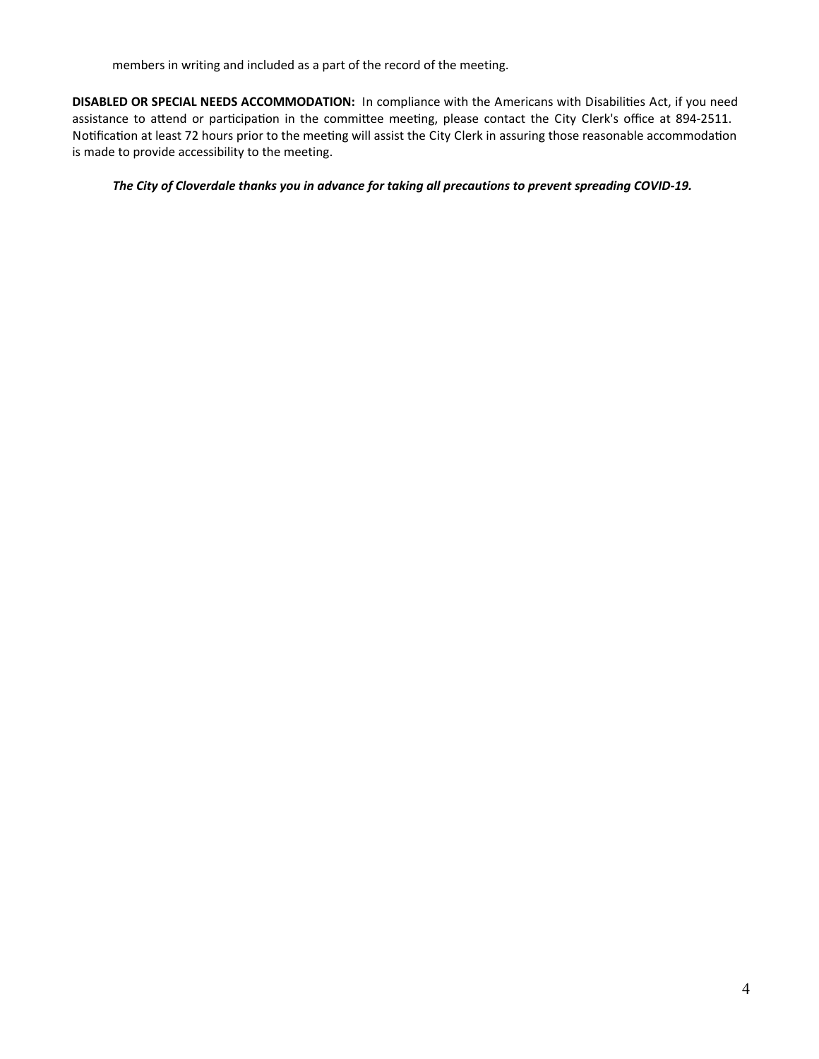members in writing and included as a part of the record of the meeting.

**DISABLED OR SPECIAL NEEDS ACCOMMODATION:** In compliance with the Americans with Disabilities Act, if you need assistance to attend or participation in the committee meeting, please contact the City Clerk's office at 894-2511. Notification at least 72 hours prior to the meeting will assist the City Clerk in assuring those reasonable accommodation is made to provide accessibility to the meeting.

***The City of Cloverdale thanks you in advance for taking all precautions to prevent spreading COVID-19.***